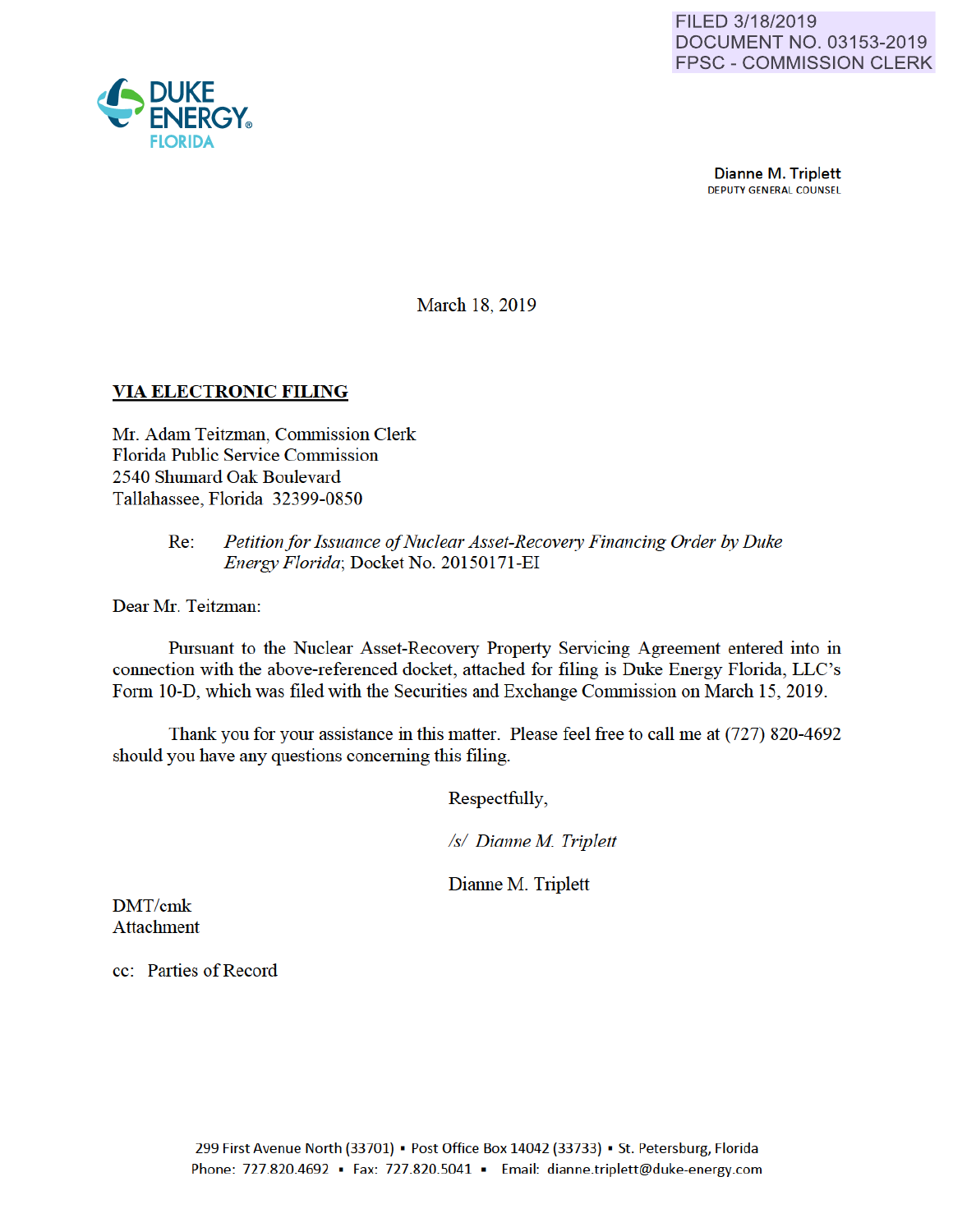FILED 3/18/2019
DOCUMENT NO. 03153-2019
FPSC - COMMISSION CLERK

DUKE ENERGY® FLORIDA

**Dianne M. Triplett**
DEPUTY GENERAL COUNSEL

March 18, 2019

**VIA ELECTRONIC FILING**

Mr. Adam Teitzman, Commission Clerk
Florida Public Service Commission
2540 Shumard Oak Boulevard
Tallahassee, Florida 32399-0850

Re: *Petition for Issuance of Nuclear Asset-Recovery Financing Order by Duke Energy Florida*; Docket No. 20150171-EI

Dear Mr. Teitzman:

Pursuant to the Nuclear Asset-Recovery Property Servicing Agreement entered into in connection with the above-referenced docket, attached for filing is Duke Energy Florida, LLC's Form 10-D, which was filed with the Securities and Exchange Commission on March 15, 2019.

Thank you for your assistance in this matter. Please feel free to call me at (727) 820-4692 should you have any questions concerning this filing.

Respectfully,

*/s/ Dianne M. Triplett*

Dianne M. Triplett

DMT/cmk
Attachment

cc: Parties of Record

299 First Avenue North (33701) ▪ Post Office Box 14042 (33733) ▪ St. Petersburg, Florida
Phone: 727.820.4692 ▪ Fax: 727.820.5041 ▪ Email: dianne.triplett@duke-energy.com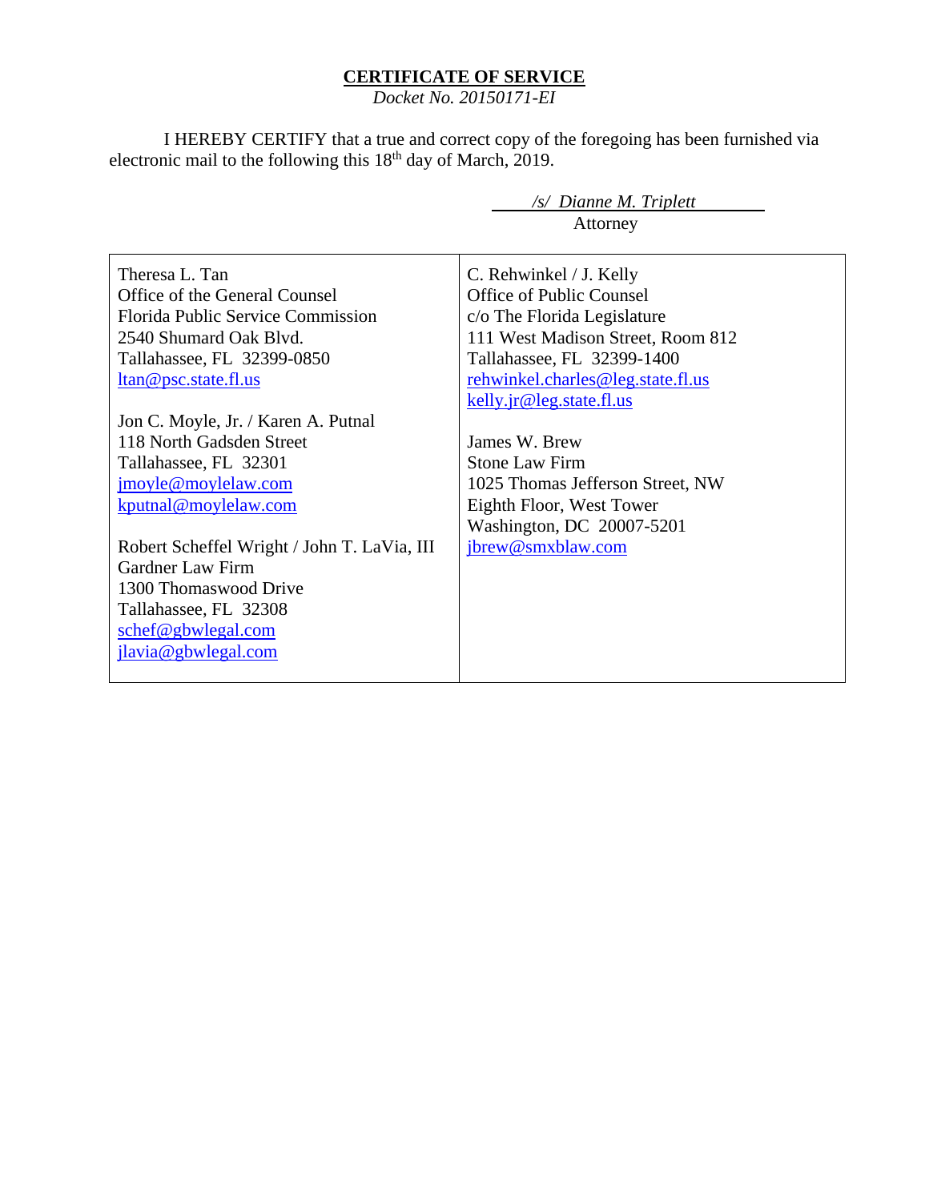**CERTIFICATE OF SERVICE**

*Docket No. 20150171-EI*

I HEREBY CERTIFY that a true and correct copy of the foregoing has been furnished via electronic mail to the following this 18th day of March, 2019.

*/s/ Dianne M. Triplett*
Attorney

| | |
|---|---|
| Theresa L. Tan<br>Office of the General Counsel<br>Florida Public Service Commission<br>2540 Shumard Oak Blvd.<br>Tallahassee, FL 32399-0850<br>ltan@psc.state.fl.us<br><br>Jon C. Moyle, Jr. / Karen A. Putnal<br>118 North Gadsden Street<br>Tallahassee, FL 32301<br>jmoyle@moylelaw.com<br>kputnal@moylelaw.com<br><br>Robert Scheffel Wright / John T. LaVia, III<br>Gardner Law Firm<br>1300 Thomaswood Drive<br>Tallahassee, FL 32308<br>schef@gbwlegal.com<br>jlavia@gbwlegal.com | C. Rehwinkel / J. Kelly<br>Office of Public Counsel<br>c/o The Florida Legislature<br>111 West Madison Street, Room 812<br>Tallahassee, FL 32399-1400<br>rehwinkel.charles@leg.state.fl.us<br>kelly.jr@leg.state.fl.us<br><br>James W. Brew<br>Stone Law Firm<br>1025 Thomas Jefferson Street, NW<br>Eighth Floor, West Tower<br>Washington, DC 20007-5201<br>jbrew@smxblaw.com |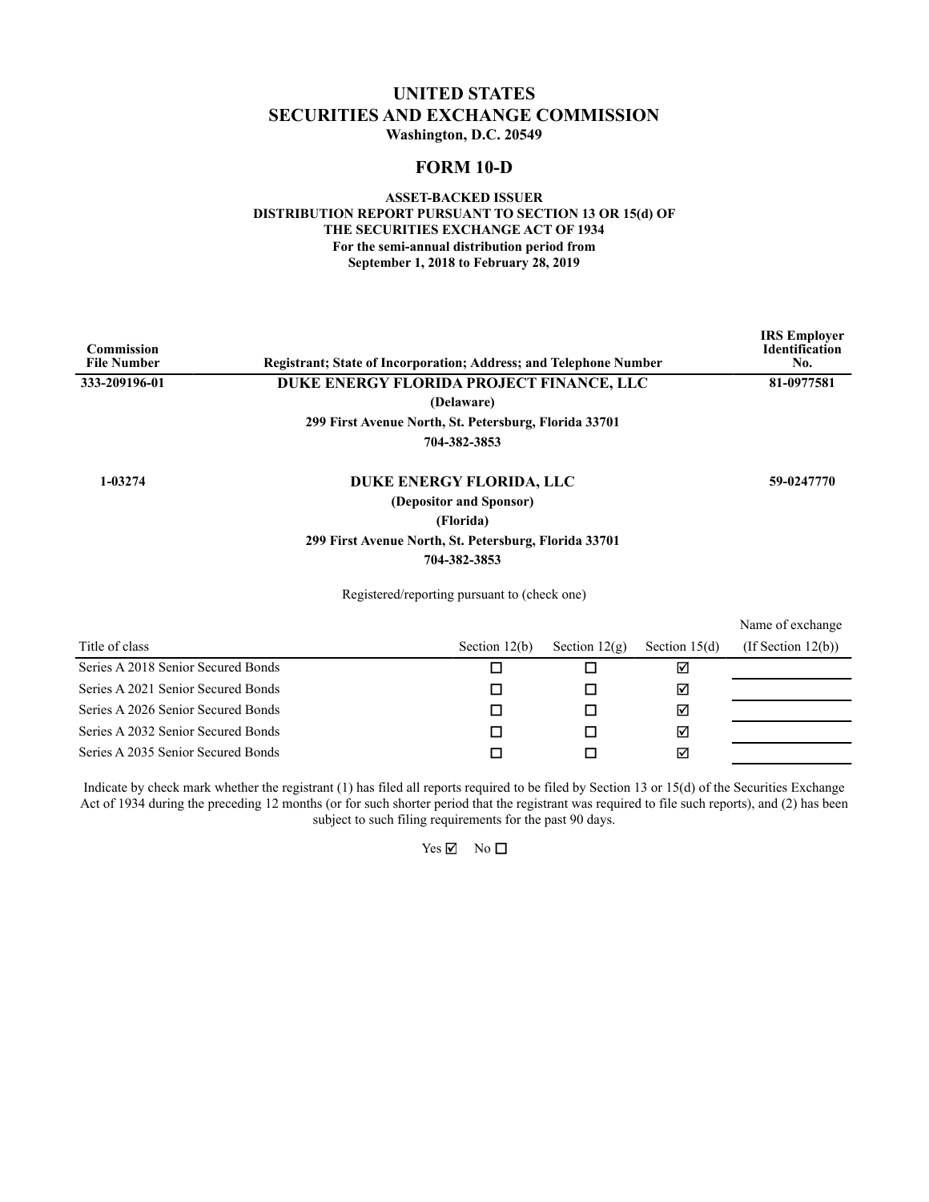# UNITED STATES
# SECURITIES AND EXCHANGE COMMISSION
**Washington, D.C. 20549**

## FORM 10-D

**ASSET-BACKED ISSUER**
**DISTRIBUTION REPORT PURSUANT TO SECTION 13 OR 15(d) OF**
**THE SECURITIES EXCHANGE ACT OF 1934**
**For the semi-annual distribution period from**
**September 1, 2018 to February 28, 2019**

| Commission File Number | Registrant; State of Incorporation; Address; and Telephone Number | IRS Employer Identification No. |
|---|---|---|
| 333-209196-01 | **DUKE ENERGY FLORIDA PROJECT FINANCE, LLC**<br>(Delaware)<br>299 First Avenue North, St. Petersburg, Florida 33701<br>704-382-3853 | 81-0977581 |
| 1-03274 | **DUKE ENERGY FLORIDA, LLC**<br>(Depositor and Sponsor)<br>(Florida)<br>299 First Avenue North, St. Petersburg, Florida 33701<br>704-382-3853 | 59-0247770 |

Registered/reporting pursuant to (check one)

| Title of class | Section 12(b) | Section 12(g) | Section 15(d) | Name of exchange (If Section 12(b)) |
|---|---|---|---|---|
| Series A 2018 Senior Secured Bonds | ☐ | ☐ | ☑ | |
| Series A 2021 Senior Secured Bonds | ☐ | ☐ | ☑ | |
| Series A 2026 Senior Secured Bonds | ☐ | ☐ | ☑ | |
| Series A 2032 Senior Secured Bonds | ☐ | ☐ | ☑ | |
| Series A 2035 Senior Secured Bonds | ☐ | ☐ | ☑ | |

Indicate by check mark whether the registrant (1) has filed all reports required to be filed by Section 13 or 15(d) of the Securities Exchange Act of 1934 during the preceding 12 months (or for such shorter period that the registrant was required to file such reports), and (2) has been subject to such filing requirements for the past 90 days.

Yes ☑ No ☐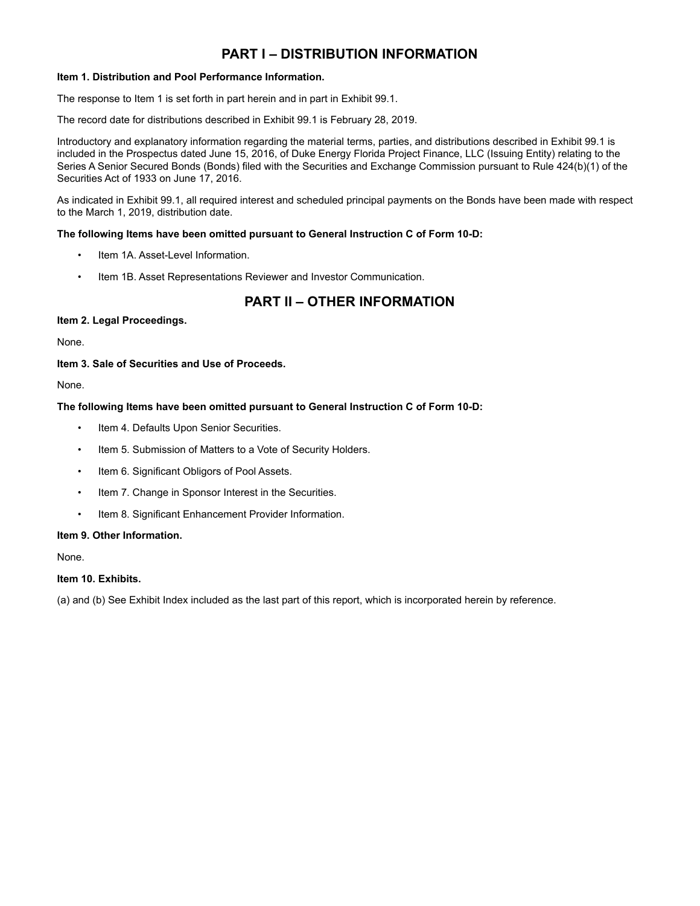# PART I – DISTRIBUTION INFORMATION

**Item 1. Distribution and Pool Performance Information.**

The response to Item 1 is set forth in part herein and in part in Exhibit 99.1.

The record date for distributions described in Exhibit 99.1 is February 28, 2019.

Introductory and explanatory information regarding the material terms, parties, and distributions described in Exhibit 99.1 is included in the Prospectus dated June 15, 2016, of Duke Energy Florida Project Finance, LLC (Issuing Entity) relating to the Series A Senior Secured Bonds (Bonds) filed with the Securities and Exchange Commission pursuant to Rule 424(b)(1) of the Securities Act of 1933 on June 17, 2016.

As indicated in Exhibit 99.1, all required interest and scheduled principal payments on the Bonds have been made with respect to the March 1, 2019, distribution date.

**The following Items have been omitted pursuant to General Instruction C of Form 10-D:**

- Item 1A. Asset-Level Information.
- Item 1B. Asset Representations Reviewer and Investor Communication.

# PART II – OTHER INFORMATION

**Item 2. Legal Proceedings.**

None.

**Item 3. Sale of Securities and Use of Proceeds.**

None.

**The following Items have been omitted pursuant to General Instruction C of Form 10-D:**

- Item 4. Defaults Upon Senior Securities.
- Item 5. Submission of Matters to a Vote of Security Holders.
- Item 6. Significant Obligors of Pool Assets.
- Item 7. Change in Sponsor Interest in the Securities.
- Item 8. Significant Enhancement Provider Information.

**Item 9. Other Information.**

None.

**Item 10. Exhibits.**

(a) and (b) See Exhibit Index included as the last part of this report, which is incorporated herein by reference.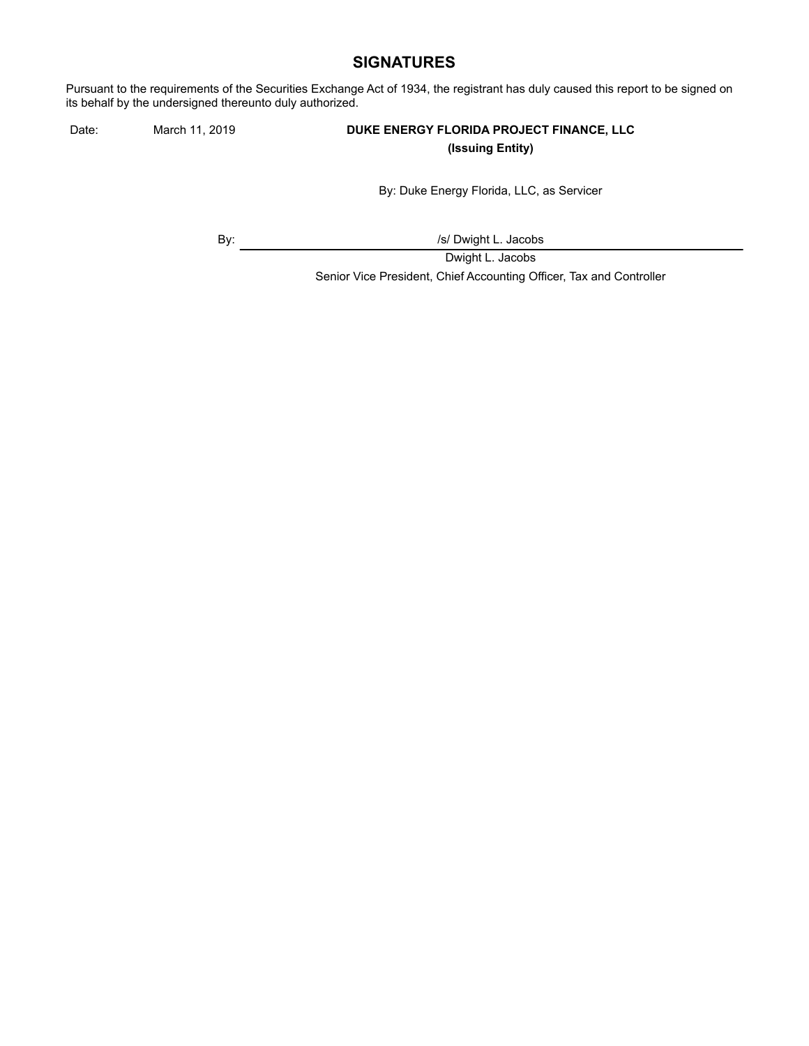## SIGNATURES

Pursuant to the requirements of the Securities Exchange Act of 1934, the registrant has duly caused this report to be signed on its behalf by the undersigned thereunto duly authorized.

Date: March 11, 2019

**DUKE ENERGY FLORIDA PROJECT FINANCE, LLC**
**(Issuing Entity)**

By: Duke Energy Florida, LLC, as Servicer

By: /s/ Dwight L. Jacobs

Dwight L. Jacobs

Senior Vice President, Chief Accounting Officer, Tax and Controller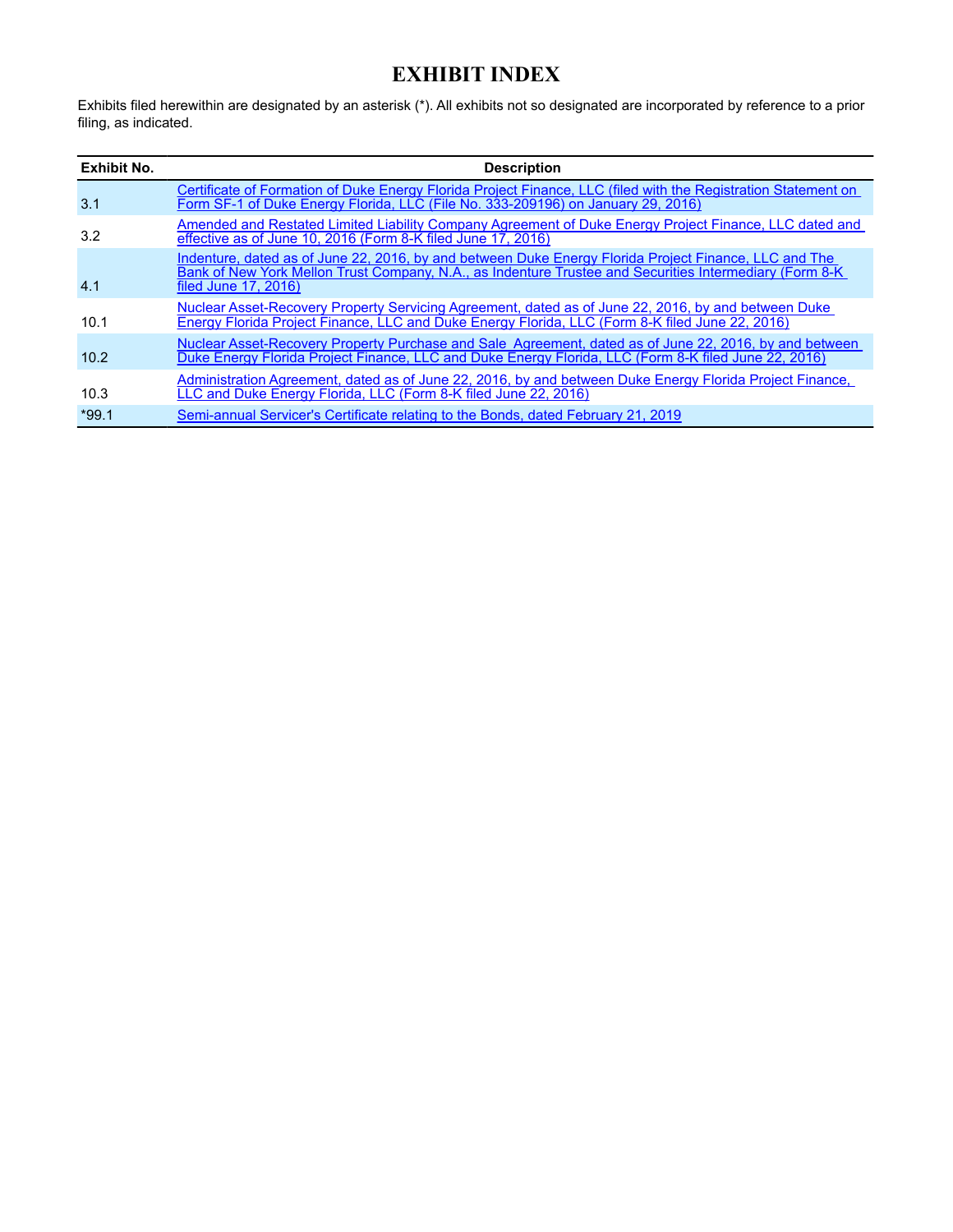# EXHIBIT INDEX

Exhibits filed herewithin are designated by an asterisk (*). All exhibits not so designated are incorporated by reference to a prior filing, as indicated.

| Exhibit No. | Description |
|---|---|
| 3.1 | Certificate of Formation of Duke Energy Florida Project Finance, LLC (filed with the Registration Statement on Form SF-1 of Duke Energy Florida, LLC (File No. 333-209196) on January 29, 2016) |
| 3.2 | Amended and Restated Limited Liability Company Agreement of Duke Energy Project Finance, LLC dated and effective as of June 10, 2016 (Form 8-K filed June 17, 2016) |
| 4.1 | Indenture, dated as of June 22, 2016, by and between Duke Energy Florida Project Finance, LLC and The Bank of New York Mellon Trust Company, N.A., as Indenture Trustee and Securities Intermediary (Form 8-K filed June 17, 2016) |
| 10.1 | Nuclear Asset-Recovery Property Servicing Agreement, dated as of June 22, 2016, by and between Duke Energy Florida Project Finance, LLC and Duke Energy Florida, LLC (Form 8-K filed June 22, 2016) |
| 10.2 | Nuclear Asset-Recovery Property Purchase and Sale Agreement, dated as of June 22, 2016, by and between Duke Energy Florida Project Finance, LLC and Duke Energy Florida, LLC (Form 8-K filed June 22, 2016) |
| 10.3 | Administration Agreement, dated as of June 22, 2016, by and between Duke Energy Florida Project Finance, LLC and Duke Energy Florida, LLC (Form 8-K filed June 22, 2016) |
| *99.1 | Semi-annual Servicer's Certificate relating to the Bonds, dated February 21, 2019 |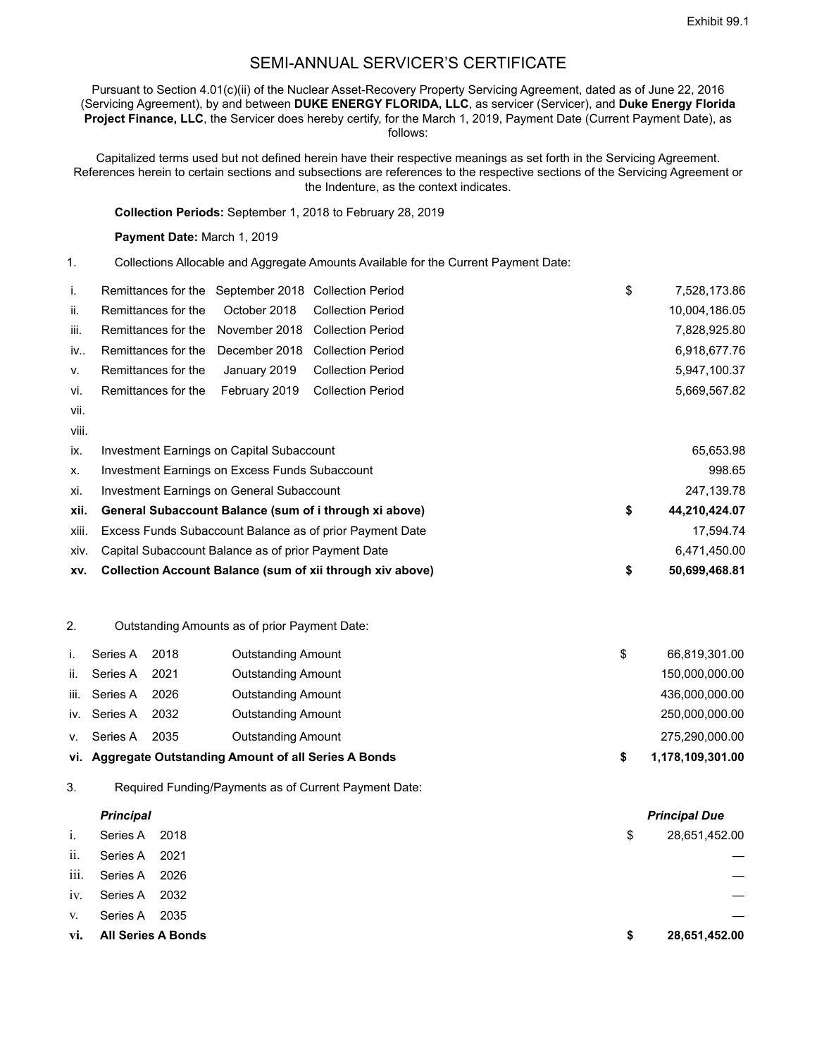Exhibit 99.1

# SEMI-ANNUAL SERVICER'S CERTIFICATE

Pursuant to Section 4.01(c)(ii) of the Nuclear Asset-Recovery Property Servicing Agreement, dated as of June 22, 2016 (Servicing Agreement), by and between **DUKE ENERGY FLORIDA, LLC**, as servicer (Servicer), and **Duke Energy Florida Project Finance, LLC**, the Servicer does hereby certify, for the March 1, 2019, Payment Date (Current Payment Date), as follows:

Capitalized terms used but not defined herein have their respective meanings as set forth in the Servicing Agreement. References herein to certain sections and subsections are references to the respective sections of the Servicing Agreement or the Indenture, as the context indicates.

**Collection Periods:** September 1, 2018 to February 28, 2019

**Payment Date:** March 1, 2019

1. Collections Allocable and Aggregate Amounts Available for the Current Payment Date:

| | | | | | |
|---|---|---|---|---|---|
| i. | Remittances for the | September 2018 | Collection Period | $ | 7,528,173.86 |
| ii. | Remittances for the | October 2018 | Collection Period | | 10,004,186.05 |
| iii. | Remittances for the | November 2018 | Collection Period | | 7,828,925.80 |
| iv.. | Remittances for the | December 2018 | Collection Period | | 6,918,677.76 |
| v. | Remittances for the | January 2019 | Collection Period | | 5,947,100.37 |
| vi. | Remittances for the | February 2019 | Collection Period | | 5,669,567.82 |
| vii. | | | | | |
| viii. | | | | | |
| ix. | Investment Earnings on Capital Subaccount | | | | 65,653.98 |
| x. | Investment Earnings on Excess Funds Subaccount | | | | 998.65 |
| xi. | Investment Earnings on General Subaccount | | | | 247,139.78 |
| **xii.** | **General Subaccount Balance (sum of i through xi above)** | | | **$** | **44,210,424.07** |
| xiii. | Excess Funds Subaccount Balance as of prior Payment Date | | | | 17,594.74 |
| xiv. | Capital Subaccount Balance as of prior Payment Date | | | | 6,471,450.00 |
| **xv.** | **Collection Account Balance (sum of xii through xiv above)** | | | **$** | **50,699,468.81** |

2. Outstanding Amounts as of prior Payment Date:

| | | | | | |
|---|---|---|---|---|---|
| i. | Series A | 2018 | Outstanding Amount | $ | 66,819,301.00 |
| ii. | Series A | 2021 | Outstanding Amount | | 150,000,000.00 |
| iii. | Series A | 2026 | Outstanding Amount | | 436,000,000.00 |
| iv. | Series A | 2032 | Outstanding Amount | | 250,000,000.00 |
| v. | Series A | 2035 | Outstanding Amount | | 275,290,000.00 |
| **vi.** | **Aggregate Outstanding Amount of all Series A Bonds** | | | **$** | **1,178,109,301.00** |

3. Required Funding/Payments as of Current Payment Date:

| | ***Principal*** | | | ***Principal Due*** |
|---|---|---|---|---|
| i. | Series A | 2018 | $ | 28,651,452.00 |
| ii. | Series A | 2021 | | — |
| iii. | Series A | 2026 | | — |
| iv. | Series A | 2032 | | — |
| v. | Series A | 2035 | | — |
| **vi.** | **All Series A Bonds** | | **$** | **28,651,452.00** |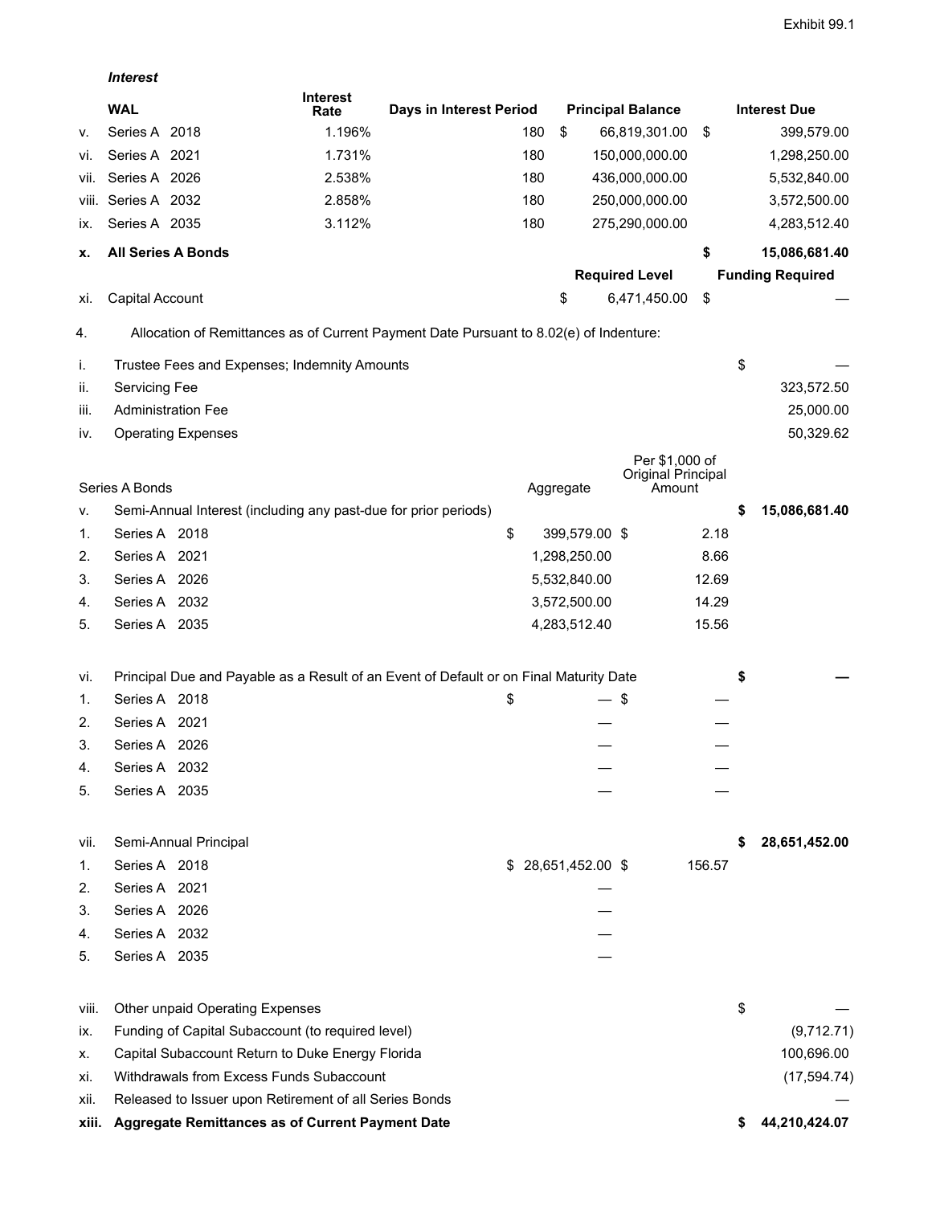*Interest*

| | WAL | | Interest Rate | Days in Interest Period | Principal Balance | Interest Due |
|---|---|---|---|---|---|---|
| v. | Series A | 2018 | 1.196% | 180 | $ 66,819,301.00 | $ 399,579.00 |
| vi. | Series A | 2021 | 1.731% | 180 | 150,000,000.00 | 1,298,250.00 |
| vii. | Series A | 2026 | 2.538% | 180 | 436,000,000.00 | 5,532,840.00 |
| viii. | Series A | 2032 | 2.858% | 180 | 250,000,000.00 | 3,572,500.00 |
| ix. | Series A | 2035 | 3.112% | 180 | 275,290,000.00 | 4,283,512.40 |
| **x.** | **All Series A Bonds** | | | | | **$ 15,086,681.40** |
| | | | | | **Required Level** | **Funding Required** |
| xi. | Capital Account | | | | $ 6,471,450.00 | $ — |

4. Allocation of Remittances as of Current Payment Date Pursuant to 8.02(e) of Indenture:

| | | | | |
|---|---|---|---|---|
| i. | Trustee Fees and Expenses; Indemnity Amounts | | | $ — |
| ii. | Servicing Fee | | | 323,572.50 |
| iii. | Administration Fee | | | 25,000.00 |
| iv. | Operating Expenses | | | 50,329.62 |
| Series A Bonds | | Aggregate | Per $1,000 of Original Principal Amount | |
| v. | Semi-Annual Interest (including any past-due for prior periods) | | | **$ 15,086,681.40** |
| 1. | Series A 2018 | $ 399,579.00 | $ 2.18 | |
| 2. | Series A 2021 | 1,298,250.00 | 8.66 | |
| 3. | Series A 2026 | 5,532,840.00 | 12.69 | |
| 4. | Series A 2032 | 3,572,500.00 | 14.29 | |
| 5. | Series A 2035 | 4,283,512.40 | 15.56 | |
| | | | | |
| vi. | Principal Due and Payable as a Result of an Event of Default or on Final Maturity Date | | | **$ —** |
| 1. | Series A 2018 | $ — | $ — | |
| 2. | Series A 2021 | — | — | |
| 3. | Series A 2026 | — | — | |
| 4. | Series A 2032 | — | — | |
| 5. | Series A 2035 | — | — | |
| | | | | |
| vii. | Semi-Annual Principal | | | **$ 28,651,452.00** |
| 1. | Series A 2018 | $ 28,651,452.00 | $ 156.57 | |
| 2. | Series A 2021 | — | | |
| 3. | Series A 2026 | — | | |
| 4. | Series A 2032 | — | | |
| 5. | Series A 2035 | — | | |
| | | | | |
| viii. | Other unpaid Operating Expenses | | | $ — |
| ix. | Funding of Capital Subaccount (to required level) | | | (9,712.71) |
| x. | Capital Subaccount Return to Duke Energy Florida | | | 100,696.00 |
| xi. | Withdrawals from Excess Funds Subaccount | | | (17,594.74) |
| xii. | Released to Issuer upon Retirement of all Series Bonds | | | — |
| **xiii.** | **Aggregate Remittances as of Current Payment Date** | | | **$ 44,210,424.07** |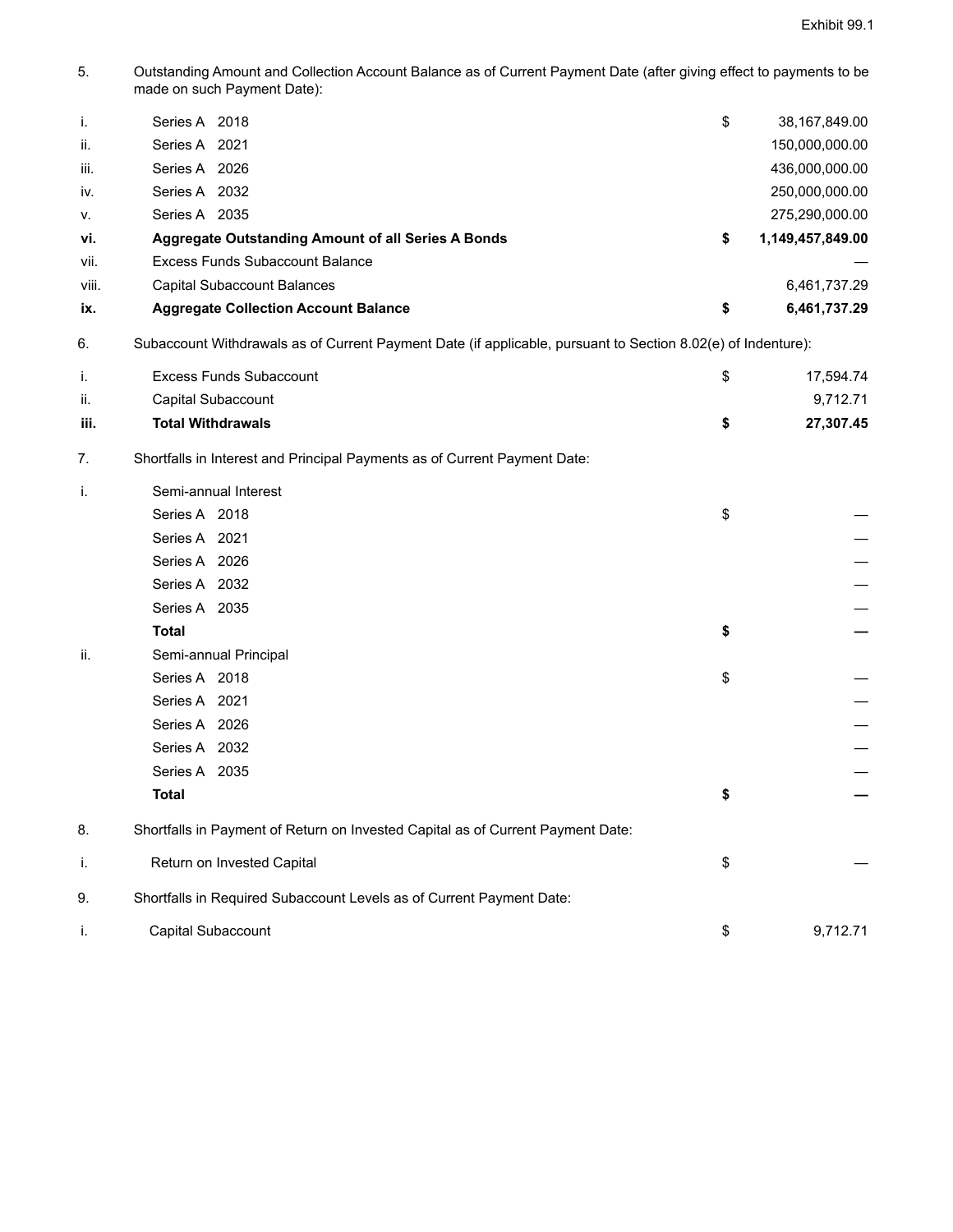Exhibit 99.1

5. Outstanding Amount and Collection Account Balance as of Current Payment Date (after giving effect to payments to be made on such Payment Date):

| | | | |
|---|---|---|---|
| i. | Series A 2018 | $ | 38,167,849.00 |
| ii. | Series A 2021 | | 150,000,000.00 |
| iii. | Series A 2026 | | 436,000,000.00 |
| iv. | Series A 2032 | | 250,000,000.00 |
| v. | Series A 2035 | | 275,290,000.00 |
| **vi.** | **Aggregate Outstanding Amount of all Series A Bonds** | **$** | **1,149,457,849.00** |
| vii. | Excess Funds Subaccount Balance | | — |
| viii. | Capital Subaccount Balances | | 6,461,737.29 |
| **ix.** | **Aggregate Collection Account Balance** | **$** | **6,461,737.29** |

6. Subaccount Withdrawals as of Current Payment Date (if applicable, pursuant to Section 8.02(e) of Indenture):

| | | | |
|---|---|---|---|
| i. | Excess Funds Subaccount | $ | 17,594.74 |
| ii. | Capital Subaccount | | 9,712.71 |
| **iii.** | **Total Withdrawals** | **$** | **27,307.45** |

7. Shortfalls in Interest and Principal Payments as of Current Payment Date:

| | | | |
|---|---|---|---|
| i. | Semi-annual Interest | | |
| | Series A 2018 | $ | — |
| | Series A 2021 | | — |
| | Series A 2026 | | — |
| | Series A 2032 | | — |
| | Series A 2035 | | — |
| | **Total** | **$** | **—** |
| ii. | Semi-annual Principal | | |
| | Series A 2018 | $ | — |
| | Series A 2021 | | — |
| | Series A 2026 | | — |
| | Series A 2032 | | — |
| | Series A 2035 | | — |
| | **Total** | **$** | **—** |

8. Shortfalls in Payment of Return on Invested Capital as of Current Payment Date:

| | | | |
|---|---|---|---|
| i. | Return on Invested Capital | $ | — |

9. Shortfalls in Required Subaccount Levels as of Current Payment Date:

| | | | |
|---|---|---|---|
| i. | Capital Subaccount | $ | 9,712.71 |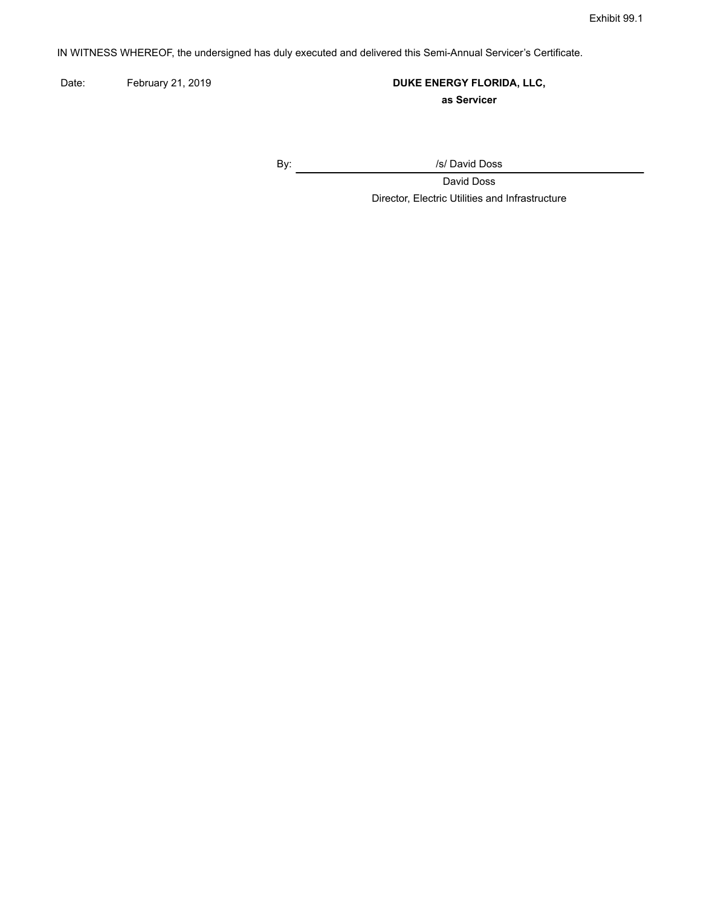Exhibit 99.1

IN WITNESS WHEREOF, the undersigned has duly executed and delivered this Semi-Annual Servicer's Certificate.

Date: February 21, 2019

**DUKE ENERGY FLORIDA, LLC,**
**as Servicer**

By: /s/ David Doss

David Doss
Director, Electric Utilities and Infrastructure